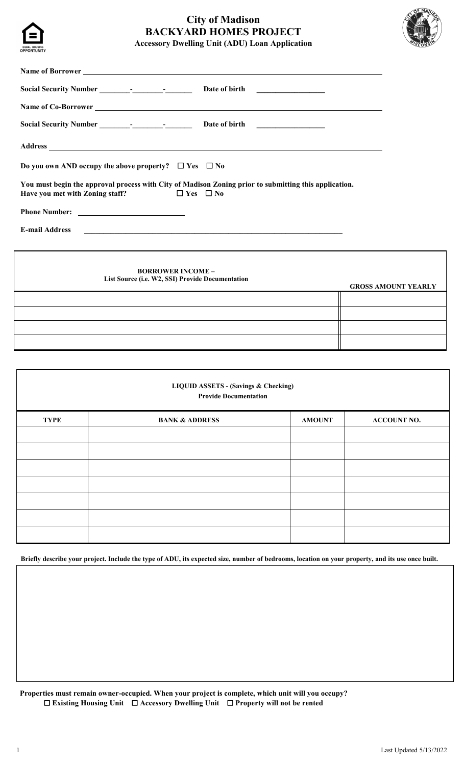# City of Madison
## BACKYARD HOMES PROJECT
### Accessory Dwelling Unit (ADU) Loan Application

**Name of Borrower** ______________________________________________

**Social Security Number** ________-________-_______ **Date of birth** _________________

**Name of Co-Borrower** ______________________________________________

**Social Security Number** ________-________-_______ **Date of birth** _________________

**Address** ______________________________________________

**Do you own AND occupy the above property?** ☐ Yes ☐ No

**You must begin the approval process with City of Madison Zoning prior to submitting this application.**
**Have you met with Zoning staff?** ☐ Yes ☐ No

**Phone Number:** ___________________________

**E-mail Address** ______________________________________________

| **BORROWER INCOME –** List Source (i.e. W2, SSI) Provide Documentation | **GROSS AMOUNT YEARLY** |
|---|---|
| | |
| | |
| | |
| | |

| **LIQUID ASSETS - (Savings & Checking)** Provide Documentation | | | |
|---|---|---|---|
| **TYPE** | **BANK & ADDRESS** | **AMOUNT** | **ACCOUNT NO.** |
| | | | |
| | | | |
| | | | |
| | | | |
| | | | |
| | | | |
| | | | |

**Briefly describe your project. Include the type of ADU, its expected size, number of bedrooms, location on your property, and its use once built.**

&nbsp;

**Properties must remain owner-occupied. When your project is complete, which unit will you occupy?**
☐ **Existing Housing Unit** ☐ **Accessory Dwelling Unit** ☐ **Property will not be rented**

Last Updated 5/13/2022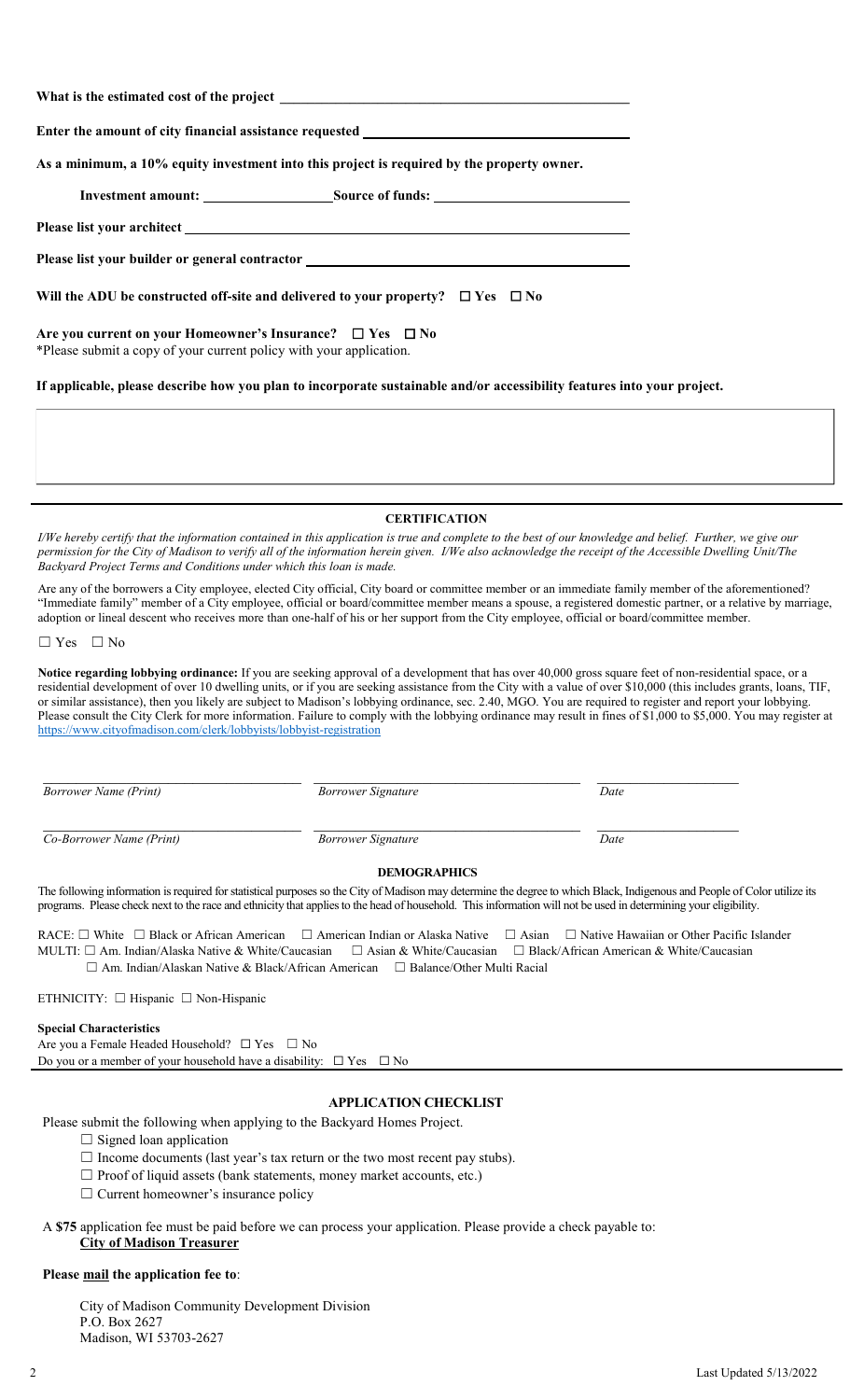**What is the estimated cost of the project** ____________________

**Enter the amount of city financial assistance requested** ____________________

**As a minimum, a 10% equity investment into this project is required by the property owner.**

**Investment amount:** ____________ **Source of funds:** ____________

**Please list your architect** ____________________

**Please list your builder or general contractor** ____________________

**Will the ADU be constructed off-site and delivered to your property?** ☐ **Yes** ☐ **No**

**Are you current on your Homeowner's Insurance?** ☐ **Yes** ☐ **No**
*Please submit a copy of your current policy with your application.

**If applicable, please describe how you plan to incorporate sustainable and/or accessibility features into your project.**

## CERTIFICATION

*I/We hereby certify that the information contained in this application is true and complete to the best of our knowledge and belief. Further, we give our permission for the City of Madison to verify all of the information herein given. I/We also acknowledge the receipt of the Accessible Dwelling Unit/The Backyard Project Terms and Conditions under which this loan is made.*

Are any of the borrowers a City employee, elected City official, City board or committee member or an immediate family member of the aforementioned? "Immediate family" member of a City employee, official or board/committee member means a spouse, a registered domestic partner, or a relative by marriage, adoption or lineal descent who receives more than one-half of his or her support from the City employee, official or board/committee member.

☐ Yes ☐ No

**Notice regarding lobbying ordinance:** If you are seeking approval of a development that has over 40,000 gross square feet of non-residential space, or a residential development of over 10 dwelling units, or if you are seeking assistance from the City with a value of over $10,000 (this includes grants, loans, TIF, or similar assistance), then you likely are subject to Madison's lobbying ordinance, sec. 2.40, MGO. You are required to register and report your lobbying. Please consult the City Clerk for more information. Failure to comply with the lobbying ordinance may result in fines of $1,000 to $5,000. You may register at https://www.cityofmadison.com/clerk/lobbyists/lobbyist-registration

| | | |
|---|---|---|
| *Borrower Name (Print)* | *Borrower Signature* | *Date* |
| *Co-Borrower Name (Print)* | *Borrower Signature* | *Date* |

## DEMOGRAPHICS

The following information is required for statistical purposes so the City of Madison may determine the degree to which Black, Indigenous and People of Color utilize its programs. Please check next to the race and ethnicity that applies to the head of household. This information will not be used in determining your eligibility.

RACE: ☐ White ☐ Black or African American ☐ American Indian or Alaska Native ☐ Asian ☐ Native Hawaiian or Other Pacific Islander
MULTI: ☐ Am. Indian/Alaska Native & White/Caucasian ☐ Asian & White/Caucasian ☐ Black/African American & White/Caucasian
☐ Am. Indian/Alaskan Native & Black/African American ☐ Balance/Other Multi Racial

ETHNICITY: ☐ Hispanic ☐ Non-Hispanic

**Special Characteristics**
Are you a Female Headed Household? ☐ Yes ☐ No
Do you or a member of your household have a disability: ☐ Yes ☐ No

## APPLICATION CHECKLIST

Please submit the following when applying to the Backyard Homes Project.

- ☐ Signed loan application
- ☐ Income documents (last year's tax return or the two most recent pay stubs).
- ☐ Proof of liquid assets (bank statements, money market accounts, etc.)
- ☐ Current homeowner's insurance policy

A **$75** application fee must be paid before we can process your application. Please provide a check payable to:
**City of Madison Treasurer**

**Please mail the application fee to**:

City of Madison Community Development Division
P.O. Box 2627
Madison, WI 53703-2627

Last Updated 5/13/2022